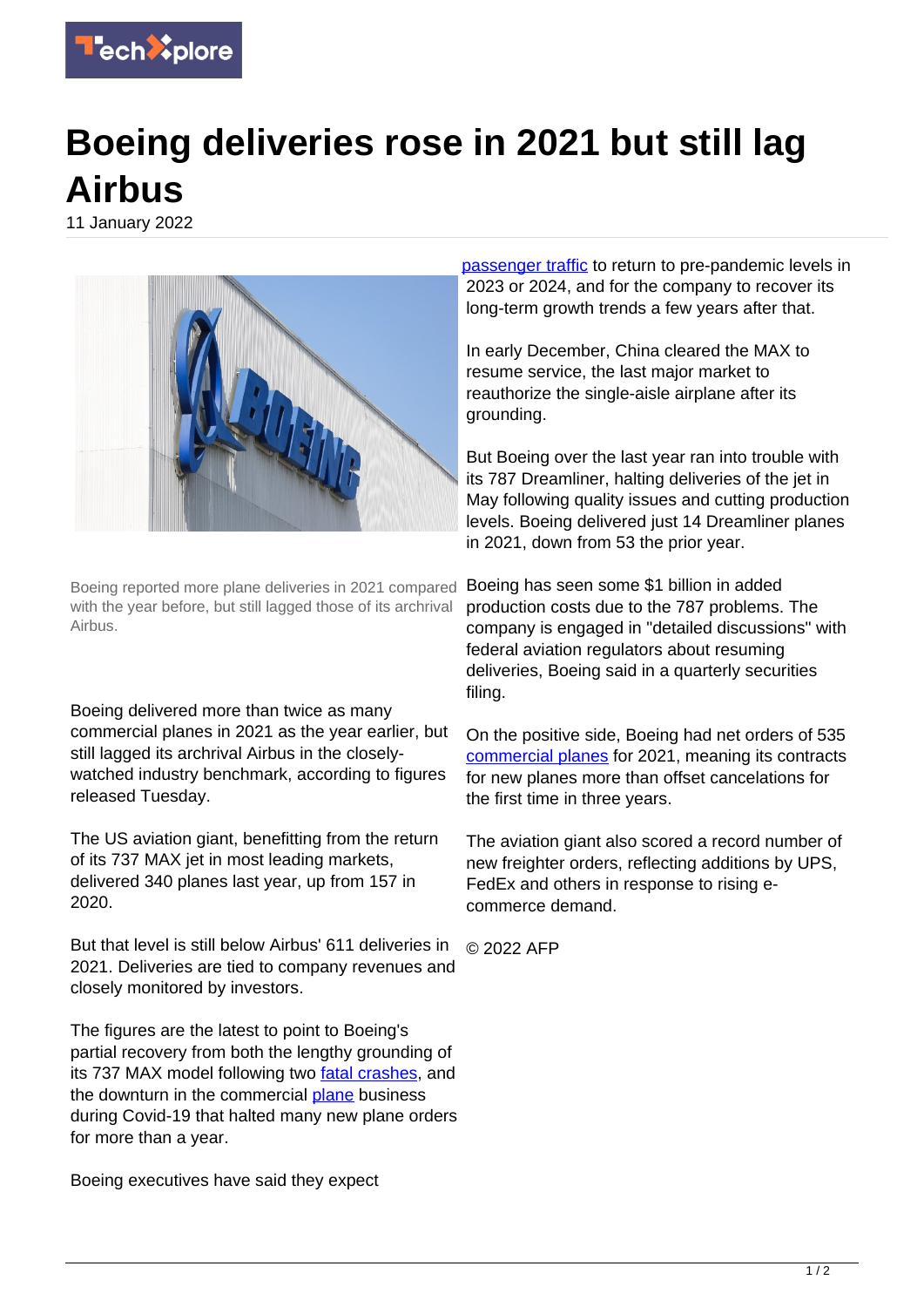# Boeing deliveries rose in 2021 but still lag Airbus

11 January 2022

Boeing reported more plane deliveries in 2021 compared with the year before, but still lagged those of its archrival Airbus.

Boeing delivered more than twice as many commercial planes in 2021 as the year earlier, but still lagged its archrival Airbus in the closely-watched industry benchmark, according to figures released Tuesday.

The US aviation giant, benefitting from the return of its 737 MAX jet in most leading markets, delivered 340 planes last year, up from 157 in 2020.

But that level is still below Airbus' 611 deliveries in 2021. Deliveries are tied to company revenues and closely monitored by investors.

The figures are the latest to point to Boeing's partial recovery from both the lengthy grounding of its 737 MAX model following two fatal crashes, and the downturn in the commercial plane business during Covid-19 that halted many new plane orders for more than a year.

Boeing executives have said they expect passenger traffic to return to pre-pandemic levels in 2023 or 2024, and for the company to recover its long-term growth trends a few years after that.

In early December, China cleared the MAX to resume service, the last major market to reauthorize the single-aisle airplane after its grounding.

But Boeing over the last year ran into trouble with its 787 Dreamliner, halting deliveries of the jet in May following quality issues and cutting production levels. Boeing delivered just 14 Dreamliner planes in 2021, down from 53 the prior year.

Boeing has seen some $1 billion in added production costs due to the 787 problems. The company is engaged in "detailed discussions" with federal aviation regulators about resuming deliveries, Boeing said in a quarterly securities filing.

On the positive side, Boeing had net orders of 535 commercial planes for 2021, meaning its contracts for new planes more than offset cancelations for the first time in three years.

The aviation giant also scored a record number of new freighter orders, reflecting additions by UPS, FedEx and others in response to rising e-commerce demand.

© 2022 AFP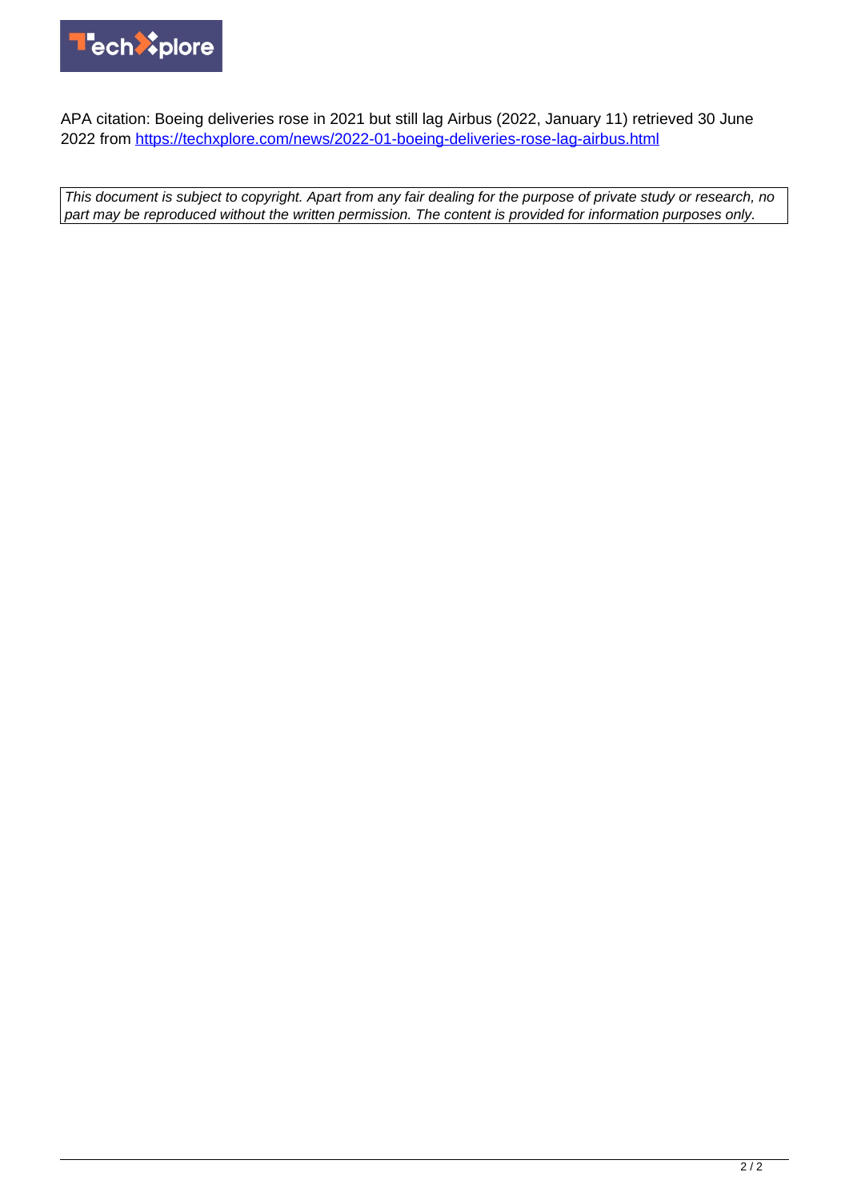APA citation: Boeing deliveries rose in 2021 but still lag Airbus (2022, January 11) retrieved 30 June 2022 from https://techxplore.com/news/2022-01-boeing-deliveries-rose-lag-airbus.html

*This document is subject to copyright. Apart from any fair dealing for the purpose of private study or research, no part may be reproduced without the written permission. The content is provided for information purposes only.*